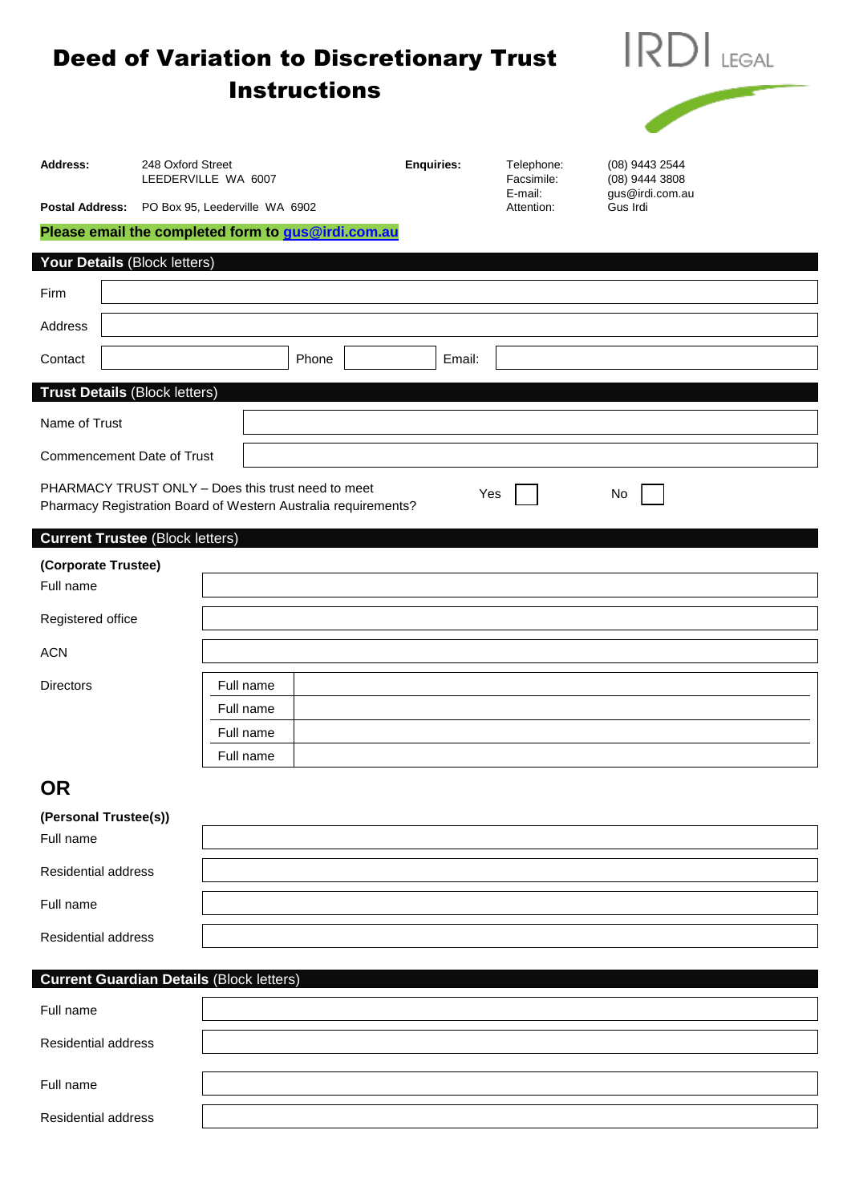# Deed of Variation to Discretionary Trust Instructions

IRDI LEGAL

| | | | | |
|---|---|---|---|---|
| **Address:** | 248 Oxford Street<br>LEEDERVILLE WA 6007 | **Enquiries:** | Telephone:<br>Facsimile:<br>E-mail:<br>Attention: | (08) 9443 2544<br>(08) 9444 3808<br>gus@irdi.com.au<br>Gus Irdi |
| **Postal Address:** | PO Box 95, Leederville WA 6902 | | | |

**Please email the completed form to gus@irdi.com.au**

## Your Details (Block letters)

| | | | | | |
|---|---|---|---|---|---|
| Firm | | | | | |
| Address | | | | | |
| Contact | | Phone | | Email: | |

## Trust Details (Block letters)

| | |
|---|---|
| Name of Trust | |
| Commencement Date of Trust | |

PHARMACY TRUST ONLY – Does this trust need to meet Pharmacy Registration Board of Western Australia requirements? Yes ☐ No ☐

## Current Trustee (Block letters)

**(Corporate Trustee)**

| | | |
|---|---|---|
| Full name | | |
| Registered office | | |
| ACN | | |
| Directors | Full name | |
| | Full name | |
| | Full name | |
| | Full name | |

## OR

**(Personal Trustee(s))**

| | |
|---|---|
| Full name | |
| Residential address | |
| Full name | |
| Residential address | |

## Current Guardian Details (Block letters)

| | |
|---|---|
| Full name | |
| Residential address | |
| Full name | |
| Residential address | |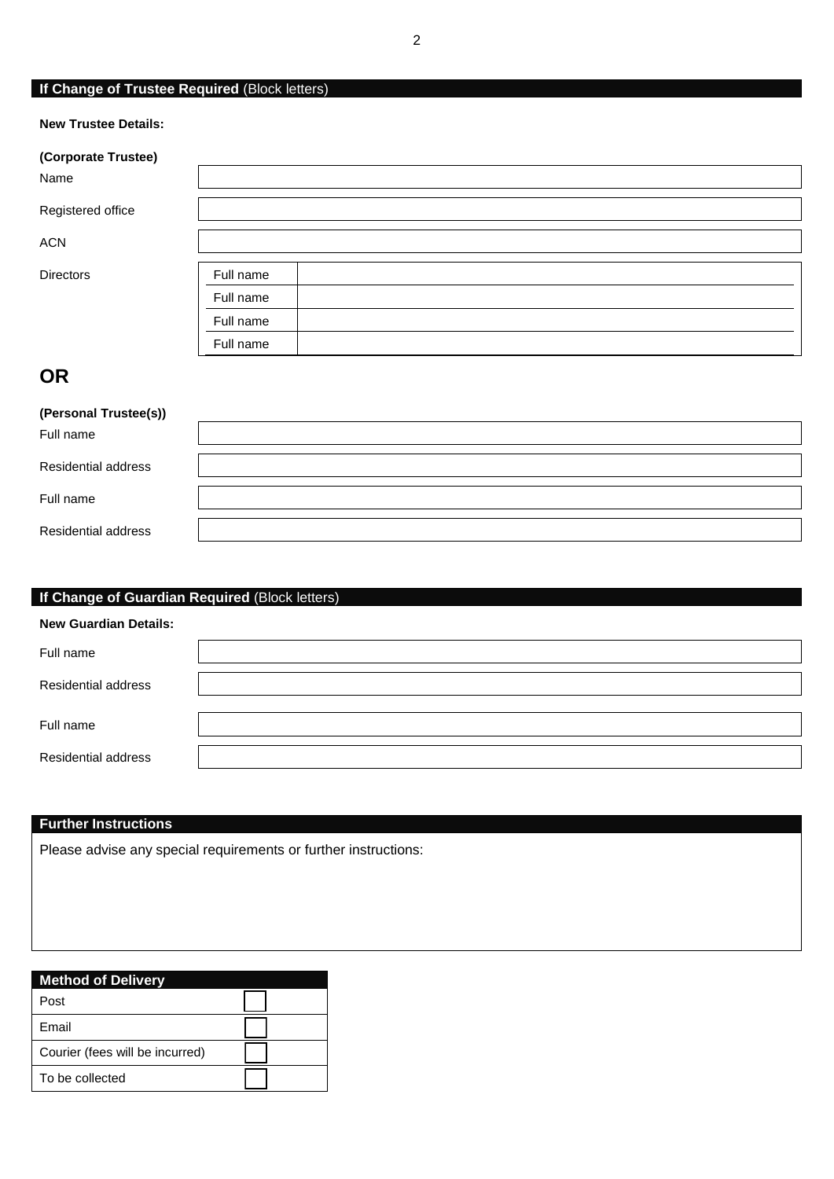## If Change of Trustee Required (Block letters)

**New Trustee Details:**

**(Corporate Trustee)**

| | |
|---|---|
| Name | |
| Registered office | |
| ACN | |
| Directors | Full name |
| | Full name |
| | Full name |
| | Full name |

## OR

**(Personal Trustee(s))**

| | |
|---|---|
| Full name | |
| Residential address | |
| Full name | |
| Residential address | |

## If Change of Guardian Required (Block letters)

**New Guardian Details:**

| | |
|---|---|
| Full name | |
| Residential address | |
| Full name | |
| Residential address | |

## Further Instructions

Please advise any special requirements or further instructions:

| Method of Delivery | |
|---|---|
| Post | ☐ |
| Email | ☐ |
| Courier (fees will be incurred) | ☐ |
| To be collected | ☐ |